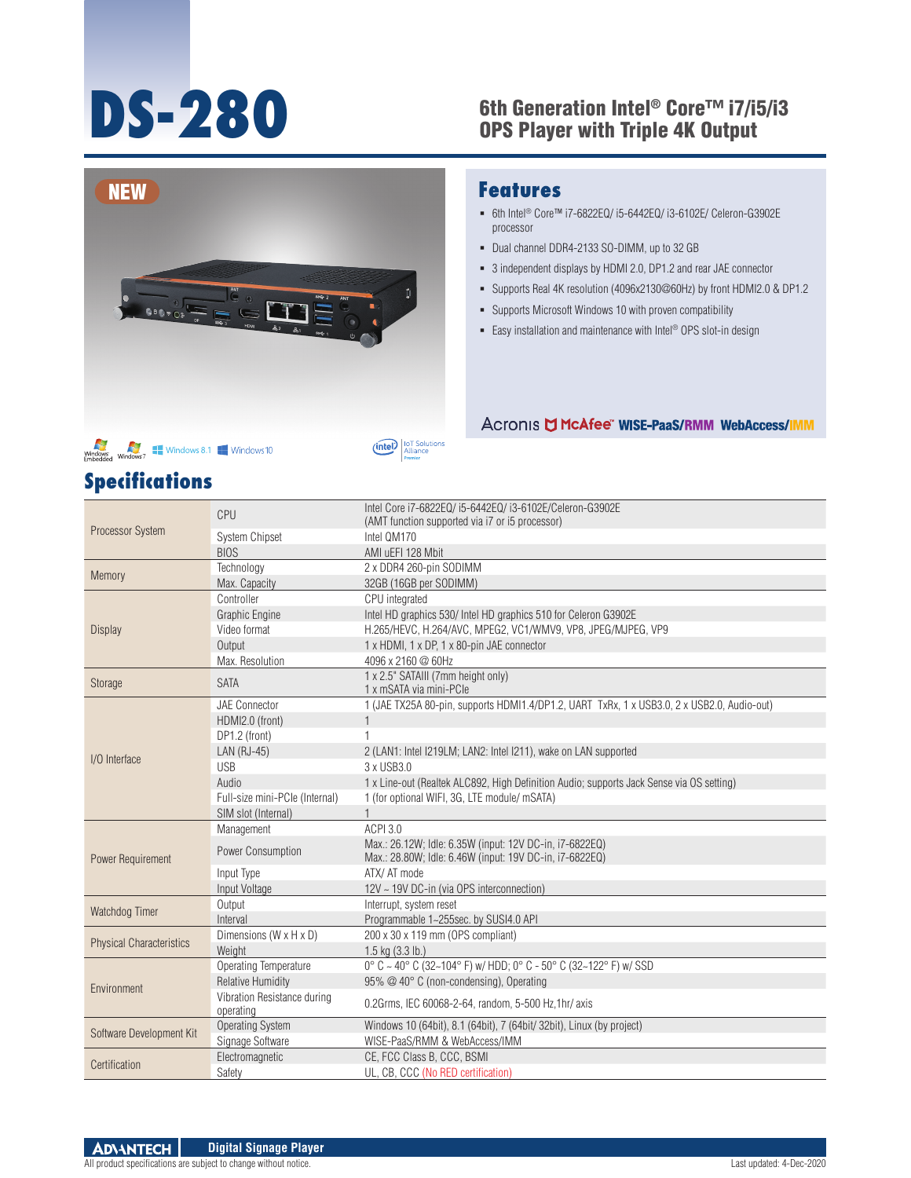# DS-280

## 6th Generation Intel® Core™ i7/i5/i3 OPS Player with Triple 4K Output

NEW

## Features

- 6th Intel® Core™ i7-6822EQ/ i5-6442EQ/ i3-6102E/ Celeron-G3902E processor
- Dual channel DDR4-2133 SO-DIMM, up to 32 GB
- 3 independent displays by HDMI 2.0, DP1.2 and rear JAE connector
- Supports Real 4K resolution (4096x2130@60Hz) by front HDMI2.0 & DP1.2
- Supports Microsoft Windows 10 with proven compatibility
- Easy installation and maintenance with Intel® OPS slot-in design

Acronis McAfee WISE-PaaS/RMM WebAccess/IMM

Windows Embedded Windows 7 Windows 8.1 Windows 10

intel IoT Solutions Alliance Premier

## Specifications

| | | |
|---|---|---|
| Processor System | CPU | Intel Core i7-6822EQ/ i5-6442EQ/ i3-6102E/Celeron-G3902E (AMT function supported via i7 or i5 processor) |
| | System Chipset | Intel QM170 |
| | BIOS | AMI uEFI 128 Mbit |
| Memory | Technology | 2 x DDR4 260-pin SODIMM |
| | Max. Capacity | 32GB (16GB per SODIMM) |
| Display | Controller | CPU integrated |
| | Graphic Engine | Intel HD graphics 530/ Intel HD graphics 510 for Celeron G3902E |
| | Video format | H.265/HEVC, H.264/AVC, MPEG2, VC1/WMV9, VP8, JPEG/MJPEG, VP9 |
| | Output | 1 x HDMI, 1 x DP, 1 x 80-pin JAE connector |
| | Max. Resolution | 4096 x 2160 @ 60Hz |
| Storage | SATA | 1 x 2.5" SATAIII (7mm height only)<br>1 x mSATA via mini-PCIe |
| I/O Interface | JAE Connector | 1 (JAE TX25A 80-pin, supports HDMI1.4/DP1.2, UART TxRx, 1 x USB3.0, 2 x USB2.0, Audio-out) |
| | HDMI2.0 (front) | 1 |
| | DP1.2 (front) | 1 |
| | LAN (RJ-45) | 2 (LAN1: Intel I219LM; LAN2: Intel I211), wake on LAN supported |
| | USB | 3 x USB3.0 |
| | Audio | 1 x Line-out (Realtek ALC892, High Definition Audio; supports Jack Sense via OS setting) |
| | Full-size mini-PCIe (Internal) | 1 (for optional WIFI, 3G, LTE module/ mSATA) |
| | SIM slot (Internal) | 1 |
| Power Requirement | Management | ACPI 3.0 |
| | Power Consumption | Max.: 26.12W; Idle: 6.35W (input: 12V DC-in, i7-6822EQ)<br>Max.: 28.80W; Idle: 6.46W (input: 19V DC-in, i7-6822EQ) |
| | Input Type | ATX/ AT mode |
| | Input Voltage | 12V ~ 19V DC-in (via OPS interconnection) |
| Watchdog Timer | Output | Interrupt, system reset |
| | Interval | Programmable 1~255sec. by SUSI4.0 API |
| Physical Characteristics | Dimensions (W x H x D) | 200 x 30 x 119 mm (OPS compliant) |
| | Weight | 1.5 kg (3.3 lb.) |
| Environment | Operating Temperature | 0° C ~ 40° C (32~104° F) w/ HDD; 0° C - 50° C (32~122° F) w/ SSD |
| | Relative Humidity | 95% @ 40° C (non-condensing), Operating |
| | Vibration Resistance during operating | 0.2Grms, IEC 60068-2-64, random, 5-500 Hz,1hr/ axis |
| Software Development Kit | Operating System | Windows 10 (64bit), 8.1 (64bit), 7 (64bit/ 32bit), Linux (by project) |
| | Signage Software | WISE-PaaS/RMM & WebAccess/IMM |
| Certification | Electromagnetic | CE, FCC Class B, CCC, BSMI |
| | Safety | UL, CB, CCC (No RED certification) |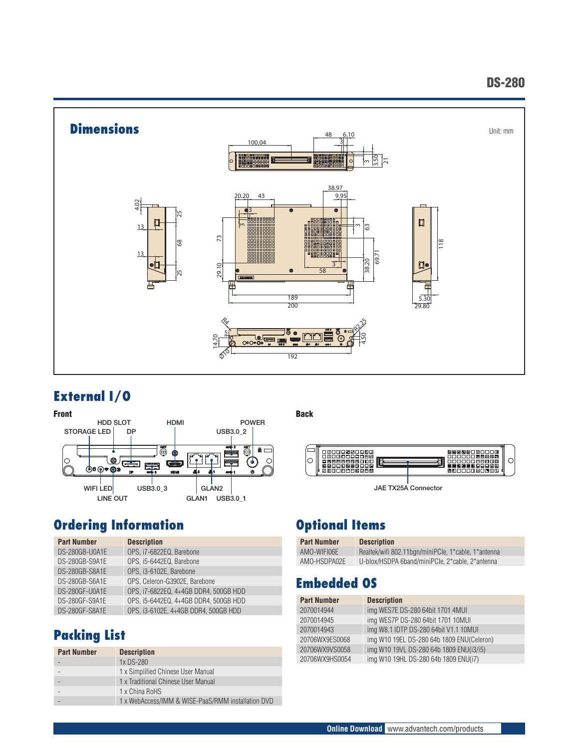## Dimensions

Unit: mm

100.04
48
6.10
3
3
3.50
21

4.02
25
13
68
13
25

20.20
43
38.97
9.95
3
3
3
63
73
69.71
38.20
29.10
58
3
189
200

118
5.30
29.80

R4
R2.25
5
14.70
4.50
Ø10
192

## External I/O

**Front**

HDD SLOT
STORAGE LED
DP
HDMI
POWER
USB3.0_2
WIFI LED
LINE OUT
USB3.0_3
GLAN2
GLAN1
USB3.0_1

**Back**

JAE TX25A Connector

## Ordering Information

| Part Number | Description |
|---|---|
| DS-280GB-U0A1E | OPS, i7-6822EQ, Barebone |
| DS-280GB-S9A1E | OPS, i5-6442EQ, Barebone |
| DS-280GB-S8A1E | OPS, i3-6102E, Barebone |
| DS-280GB-S6A1E | OPS, Celeron-G3902E, Barebone |
| DS-280GF-U0A1E | OPS, i7-6822EQ, 4+4GB DDR4, 500GB HDD |
| DS-280GF-S9A1E | OPS, i5-6442EQ, 4+4GB DDR4, 500GB HDD |
| DS-280GF-S8A1E | OPS, i3-6102E, 4+4GB DDR4, 500GB HDD |

## Packing List

| Part Number | Description |
|---|---|
| - | 1x DS-280 |
| - | 1 x Simplified Chinese User Manual |
| - | 1 x Traditional Chinese User Manual |
| - | 1 x China RoHS |
| - | 1 x WebAccess/IMM & WISE-PaaS/RMM installation DVD |

## Optional Items

| Part Number | Description |
|---|---|
| AMO-WIFI06E | Realtek/wifi 802.11bgn/miniPCIe, 1*cable, 1*antenna |
| AMO-HSDPA02E | U-blox/HSDPA 6band/miniPCIe, 2*cable, 2*antenna |

## Embedded OS

| Part Number | Description |
|---|---|
| 2070014944 | img WES7E DS-280 64bit 1701 4MUI |
| 2070014945 | img WES7P DS-280 64bit 1701 10MUI |
| 2070014943 | img W8.1 IDTP DS-280 64bit V1.1 10MUI |
| 20706WX9ES0068 | img W10 19EL DS-280 64b 1809 ENU(Celeron) |
| 20706WX9VS0058 | img W10 19VL DS-280 64b 1809 ENU(i3/i5) |
| 20706WX9HS0054 | img W10 19HL DS-280 64b 1809 ENU(i7) |

**Online Download** www.advantech.com/products